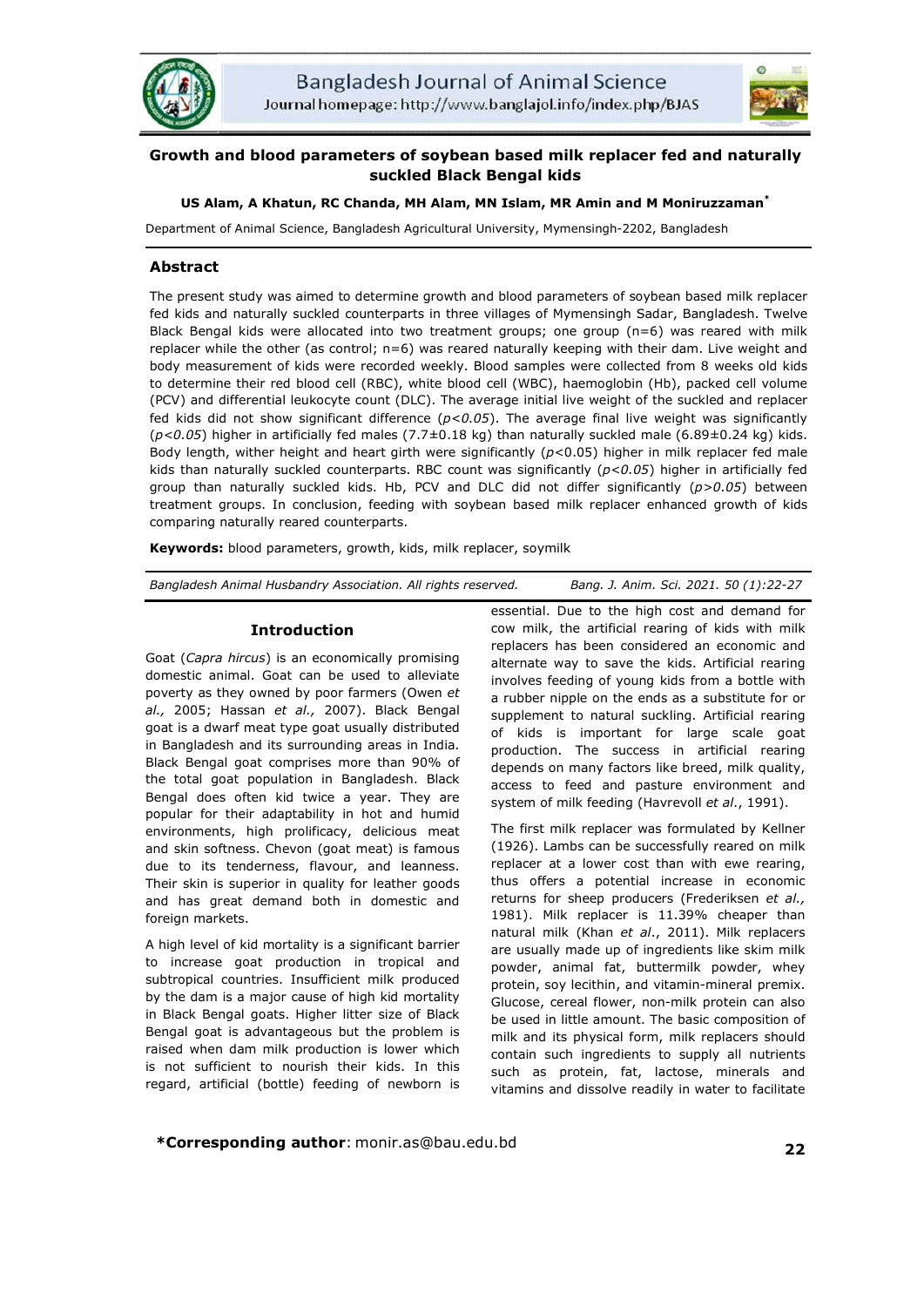# Growth and blood parameters of soybean based milk replacer fed and naturally suckled Black Bengal kids

**US Alam, A Khatun, RC Chanda, MH Alam, MN Islam, MR Amin and M Moniruzzaman***

Department of Animal Science, Bangladesh Agricultural University, Mymensingh-2202, Bangladesh

## Abstract

The present study was aimed to determine growth and blood parameters of soybean based milk replacer fed kids and naturally suckled counterparts in three villages of Mymensingh Sadar, Bangladesh. Twelve Black Bengal kids were allocated into two treatment groups; one group (n=6) was reared with milk replacer while the other (as control; n=6) was reared naturally keeping with their dam. Live weight and body measurement of kids were recorded weekly. Blood samples were collected from 8 weeks old kids to determine their red blood cell (RBC), white blood cell (WBC), haemoglobin (Hb), packed cell volume (PCV) and differential leukocyte count (DLC). The average initial live weight of the suckled and replacer fed kids did not show significant difference ($p<0.05$). The average final live weight was significantly ($p<0.05$) higher in artificially fed males (7.7±0.18 kg) than naturally suckled male (6.89±0.24 kg) kids. Body length, wither height and heart girth were significantly ($p<0.05$) higher in milk replacer fed male kids than naturally suckled counterparts. RBC count was significantly ($p<0.05$) higher in artificially fed group than naturally suckled kids. Hb, PCV and DLC did not differ significantly ($p>0.05$) between treatment groups. In conclusion, feeding with soybean based milk replacer enhanced growth of kids comparing naturally reared counterparts.

**Keywords:** blood parameters, growth, kids, milk replacer, soymilk

*Bangladesh Animal Husbandry Association. All rights reserved.*

## Introduction

Goat (*Capra hircus*) is an economically promising domestic animal. Goat can be used to alleviate poverty as they owned by poor farmers (Owen *et al.,* 2005; Hassan *et al.,* 2007). Black Bengal goat is a dwarf meat type goat usually distributed in Bangladesh and its surrounding areas in India. Black Bengal goat comprises more than 90% of the total goat population in Bangladesh. Black Bengal does often kid twice a year. They are popular for their adaptability in hot and humid environments, high prolificacy, delicious meat and skin softness. Chevon (goat meat) is famous due to its tenderness, flavour, and leanness. Their skin is superior in quality for leather goods and has great demand both in domestic and foreign markets.

A high level of kid mortality is a significant barrier to increase goat production in tropical and subtropical countries. Insufficient milk produced by the dam is a major cause of high kid mortality in Black Bengal goats. Higher litter size of Black Bengal goat is advantageous but the problem is raised when dam milk production is lower which is not sufficient to nourish their kids. In this regard, artificial (bottle) feeding of newborn is essential. Due to the high cost and demand for cow milk, the artificial rearing of kids with milk replacers has been considered an economic and alternate way to save the kids. Artificial rearing involves feeding of young kids from a bottle with a rubber nipple on the ends as a substitute for or supplement to natural suckling. Artificial rearing of kids is important for large scale goat production. The success in artificial rearing depends on many factors like breed, milk quality, access to feed and pasture environment and system of milk feeding (Havrevoll *et al.*, 1991).

The first milk replacer was formulated by Kellner (1926). Lambs can be successfully reared on milk replacer at a lower cost than with ewe rearing, thus offers a potential increase in economic returns for sheep producers (Frederiksen *et al.,* 1981). Milk replacer is 11.39% cheaper than natural milk (Khan *et al.*, 2011). Milk replacers are usually made up of ingredients like skim milk powder, animal fat, buttermilk powder, whey protein, soy lecithin, and vitamin-mineral premix. Glucose, cereal flower, non-milk protein can also be used in little amount. The basic composition of milk and its physical form, milk replacers should contain such ingredients to supply all nutrients such as protein, fat, lactose, minerals and vitamins and dissolve readily in water to facilitate

**\*Corresponding author**: monir.as@bau.edu.bd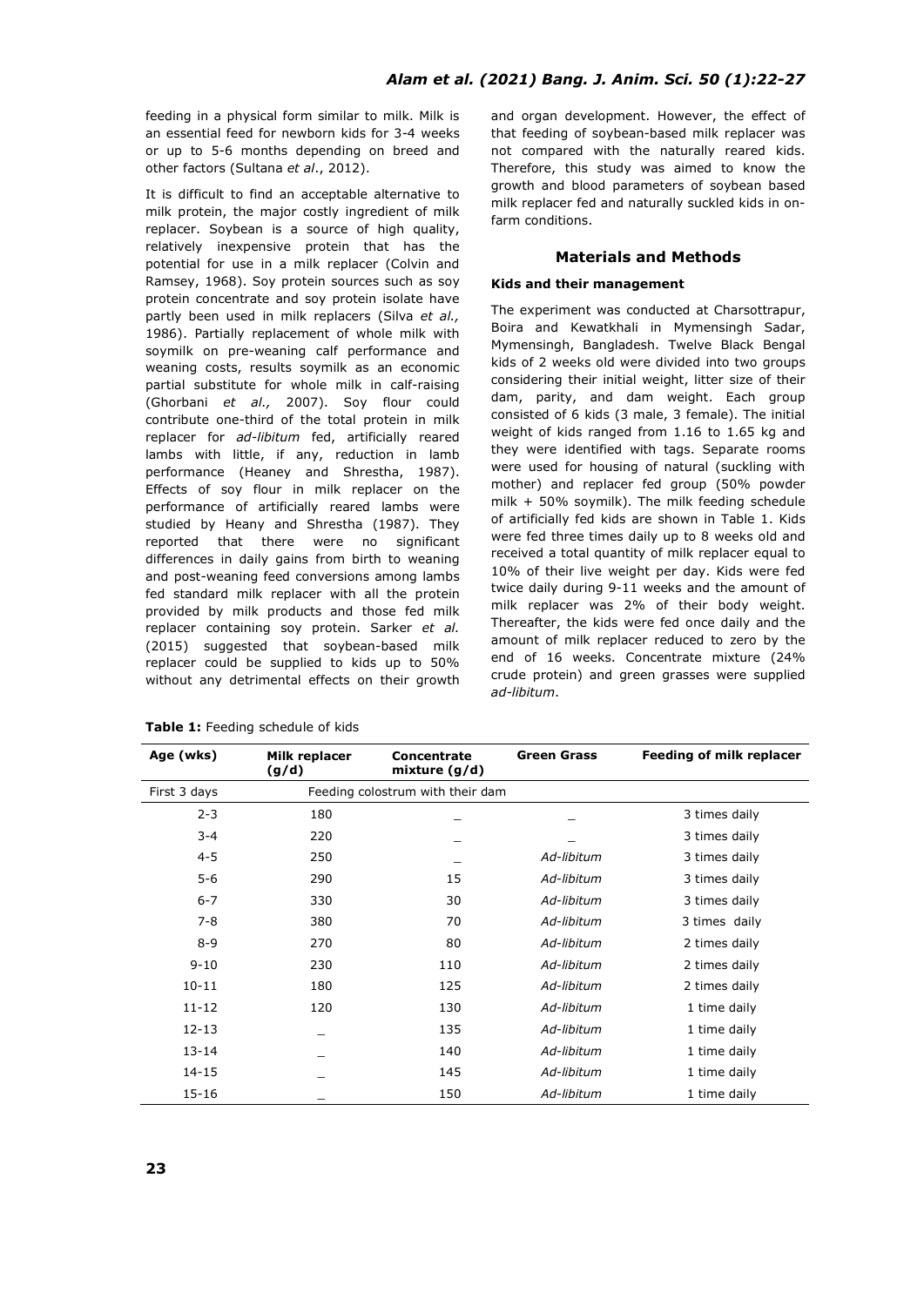feeding in a physical form similar to milk. Milk is an essential feed for newborn kids for 3-4 weeks or up to 5-6 months depending on breed and other factors (Sultana *et al*., 2012).

It is difficult to find an acceptable alternative to milk protein, the major costly ingredient of milk replacer. Soybean is a source of high quality, relatively inexpensive protein that has the potential for use in a milk replacer (Colvin and Ramsey, 1968). Soy protein sources such as soy protein concentrate and soy protein isolate have partly been used in milk replacers (Silva *et al.,* 1986). Partially replacement of whole milk with soymilk on pre-weaning calf performance and weaning costs, results soymilk as an economic partial substitute for whole milk in calf-raising (Ghorbani *et al.,* 2007). Soy flour could contribute one-third of the total protein in milk replacer for *ad-libitum* fed, artificially reared lambs with little, if any, reduction in lamb performance (Heaney and Shrestha, 1987). Effects of soy flour in milk replacer on the performance of artificially reared lambs were studied by Heany and Shrestha (1987). They reported that there were no significant differences in daily gains from birth to weaning and post-weaning feed conversions among lambs fed standard milk replacer with all the protein provided by milk products and those fed milk replacer containing soy protein. Sarker *et al.* (2015) suggested that soybean-based milk replacer could be supplied to kids up to 50% without any detrimental effects on their growth and organ development. However, the effect of that feeding of soybean-based milk replacer was not compared with the naturally reared kids. Therefore, this study was aimed to know the growth and blood parameters of soybean based milk replacer fed and naturally suckled kids in on-farm conditions.

## Materials and Methods

### Kids and their management

The experiment was conducted at Charsottrapur, Boira and Kewatkhali in Mymensingh Sadar, Mymensingh, Bangladesh. Twelve Black Bengal kids of 2 weeks old were divided into two groups considering their initial weight, litter size of their dam, parity, and dam weight. Each group consisted of 6 kids (3 male, 3 female). The initial weight of kids ranged from 1.16 to 1.65 kg and they were identified with tags. Separate rooms were used for housing of natural (suckling with mother) and replacer fed group (50% powder milk + 50% soymilk). The milk feeding schedule of artificially fed kids are shown in Table 1. Kids were fed three times daily up to 8 weeks old and received a total quantity of milk replacer equal to 10% of their live weight per day. Kids were fed twice daily during 9-11 weeks and the amount of milk replacer was 2% of their body weight. Thereafter, the kids were fed once daily and the amount of milk replacer reduced to zero by the end of 16 weeks. Concentrate mixture (24% crude protein) and green grasses were supplied *ad-libitum*.

**Table 1:** Feeding schedule of kids

| Age (wks) | Milk replacer (g/d) | Concentrate mixture (g/d) | Green Grass | Feeding of milk replacer |
|---|---|---|---|---|
| First 3 days | Feeding colostrum with their dam | | | |
| 2-3 | 180 | _ | _ | 3 times daily |
| 3-4 | 220 | _ | _ | 3 times daily |
| 4-5 | 250 | _ | *Ad-libitum* | 3 times daily |
| 5-6 | 290 | 15 | *Ad-libitum* | 3 times daily |
| 6-7 | 330 | 30 | *Ad-libitum* | 3 times daily |
| 7-8 | 380 | 70 | *Ad-libitum* | 3 times daily |
| 8-9 | 270 | 80 | *Ad-libitum* | 2 times daily |
| 9-10 | 230 | 110 | *Ad-libitum* | 2 times daily |
| 10-11 | 180 | 125 | *Ad-libitum* | 2 times daily |
| 11-12 | 120 | 130 | *Ad-libitum* | 1 time daily |
| 12-13 | _ | 135 | *Ad-libitum* | 1 time daily |
| 13-14 | _ | 140 | *Ad-libitum* | 1 time daily |
| 14-15 | _ | 145 | *Ad-libitum* | 1 time daily |
| 15-16 | _ | 150 | *Ad-libitum* | 1 time daily |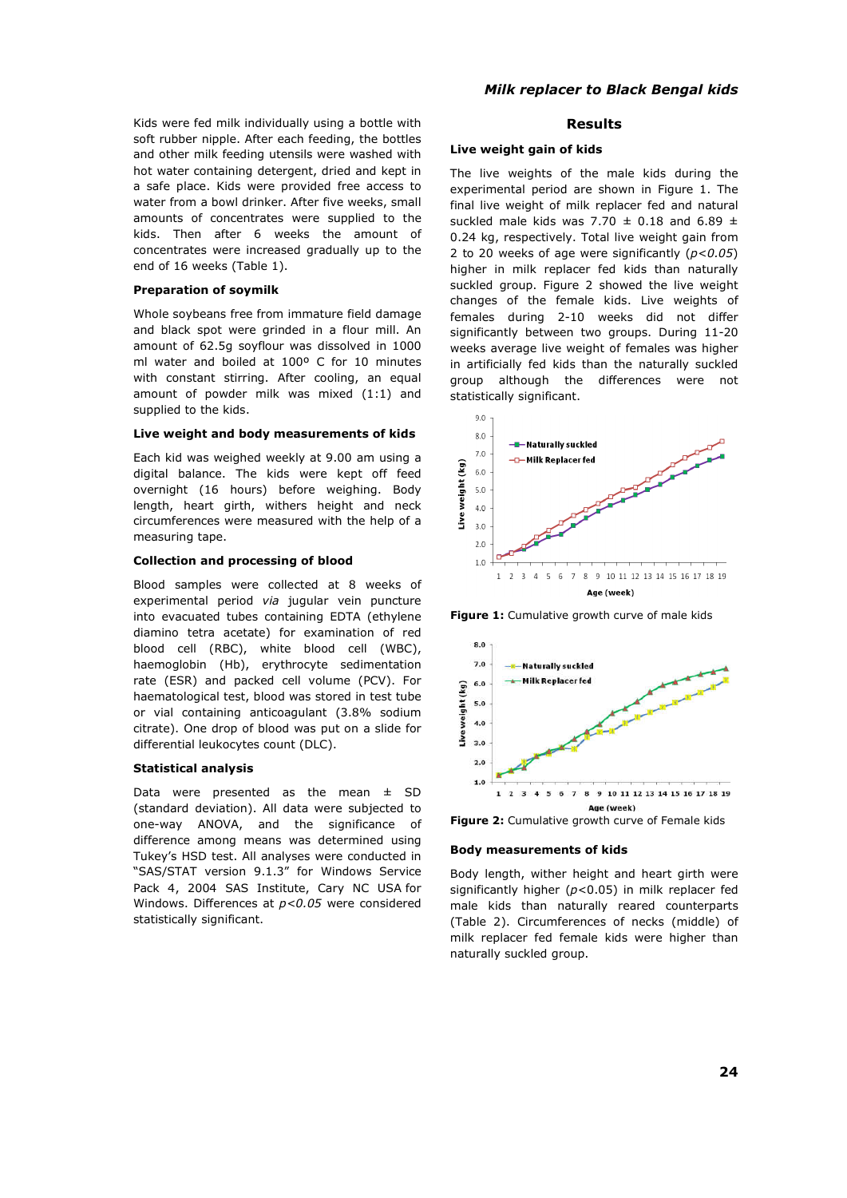Kids were fed milk individually using a bottle with soft rubber nipple. After each feeding, the bottles and other milk feeding utensils were washed with hot water containing detergent, dried and kept in a safe place. Kids were provided free access to water from a bowl drinker. After five weeks, small amounts of concentrates were supplied to the kids. Then after 6 weeks the amount of concentrates were increased gradually up to the end of 16 weeks (Table 1).

### Preparation of soymilk

Whole soybeans free from immature field damage and black spot were grinded in a flour mill. An amount of 62.5g soyflour was dissolved in 1000 ml water and boiled at 100º C for 10 minutes with constant stirring. After cooling, an equal amount of powder milk was mixed (1:1) and supplied to the kids.

### Live weight and body measurements of kids

Each kid was weighed weekly at 9.00 am using a digital balance. The kids were kept off feed overnight (16 hours) before weighing. Body length, heart girth, withers height and neck circumferences were measured with the help of a measuring tape.

### Collection and processing of blood

Blood samples were collected at 8 weeks of experimental period *via* jugular vein puncture into evacuated tubes containing EDTA (ethylene diamino tetra acetate) for examination of red blood cell (RBC), white blood cell (WBC), haemoglobin (Hb), erythrocyte sedimentation rate (ESR) and packed cell volume (PCV). For haematological test, blood was stored in test tube or vial containing anticoagulant (3.8% sodium citrate). One drop of blood was put on a slide for differential leukocytes count (DLC).

### Statistical analysis

Data were presented as the mean ± SD (standard deviation). All data were subjected to one-way ANOVA, and the significance of difference among means was determined using Tukey's HSD test. All analyses were conducted in "SAS/STAT version 9.1.3" for Windows Service Pack 4, 2004 SAS Institute, Cary NC USA for Windows. Differences at $p<0.05$ were considered statistically significant.

## Results

### Live weight gain of kids

The live weights of the male kids during the experimental period are shown in Figure 1. The final live weight of milk replacer fed and natural suckled male kids was 7.70 ± 0.18 and 6.89 ± 0.24 kg, respectively. Total live weight gain from 2 to 20 weeks of age were significantly ($p<0.05$) higher in milk replacer fed kids than naturally suckled group. Figure 2 showed the live weight changes of the female kids. Live weights of females during 2-10 weeks did not differ significantly between two groups. During 11-20 weeks average live weight of females was higher in artificially fed kids than the naturally suckled group although the differences were not statistically significant.

**Figure 1:** Cumulative growth curve of male kids

**Figure 2:** Cumulative growth curve of Female kids

### Body measurements of kids

Body length, wither height and heart girth were significantly higher ($p<0.05$) in milk replacer fed male kids than naturally reared counterparts (Table 2). Circumferences of necks (middle) of milk replacer fed female kids were higher than naturally suckled group.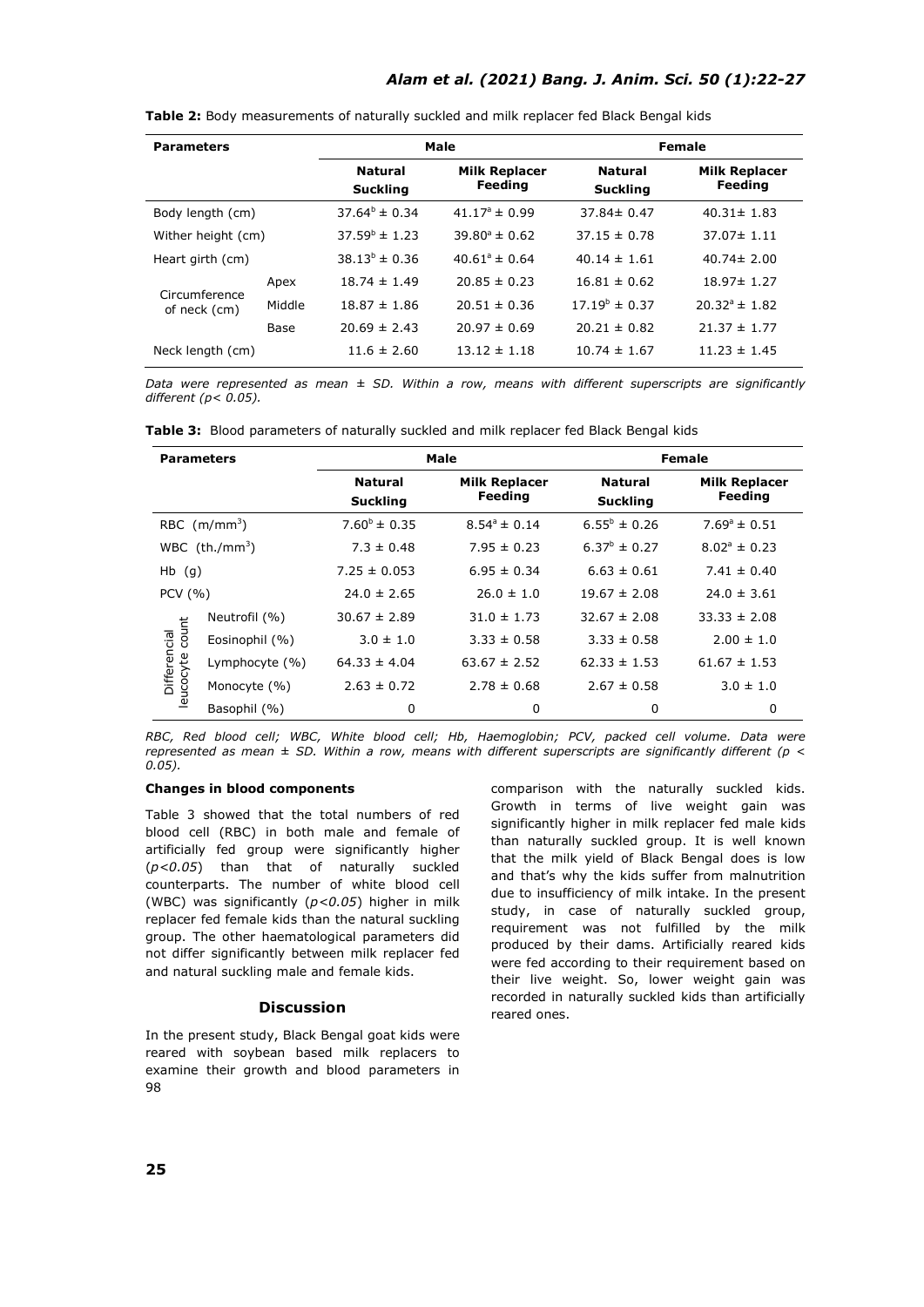**Table 2:** Body measurements of naturally suckled and milk replacer fed Black Bengal kids

| Parameters | | Male | | Female | |
|---|---|---|---|---|---|
| | | Natural Suckling | Milk Replacer Feeding | Natural Suckling | Milk Replacer Feeding |
| Body length (cm) | | $37.64^b \pm 0.34$ | $41.17^a \pm 0.99$ | $37.84 \pm 0.47$ | $40.31 \pm 1.83$ |
| Wither height (cm) | | $37.59^b \pm 1.23$ | $39.80^a \pm 0.62$ | $37.15 \pm 0.78$ | $37.07 \pm 1.11$ |
| Heart girth (cm) | | $38.13^b \pm 0.36$ | $40.61^a \pm 0.64$ | $40.14 \pm 1.61$ | $40.74 \pm 2.00$ |
| Circumference of neck (cm) | Apex | $18.74 \pm 1.49$ | $20.85 \pm 0.23$ | $16.81 \pm 0.62$ | $18.97 \pm 1.27$ |
| | Middle | $18.87 \pm 1.86$ | $20.51 \pm 0.36$ | $17.19^b \pm 0.37$ | $20.32^a \pm 1.82$ |
| | Base | $20.69 \pm 2.43$ | $20.97 \pm 0.69$ | $20.21 \pm 0.82$ | $21.37 \pm 1.77$ |
| Neck length (cm) | | $11.6 \pm 2.60$ | $13.12 \pm 1.18$ | $10.74 \pm 1.67$ | $11.23 \pm 1.45$ |

*Data were represented as mean ± SD. Within a row, means with different superscripts are significantly different ($p < 0.05$).*

**Table 3:** Blood parameters of naturally suckled and milk replacer fed Black Bengal kids

| Parameters | | Male | | Female | |
|---|---|---|---|---|---|
| | | Natural Suckling | Milk Replacer Feeding | Natural Suckling | Milk Replacer Feeding |
| RBC ($m/mm^3$) | | $7.60^b \pm 0.35$ | $8.54^a \pm 0.14$ | $6.55^b \pm 0.26$ | $7.69^a \pm 0.51$ |
| WBC ($th./mm^3$) | | $7.3 \pm 0.48$ | $7.95 \pm 0.23$ | $6.37^b \pm 0.27$ | $8.02^a \pm 0.23$ |
| Hb (g) | | $7.25 \pm 0.053$ | $6.95 \pm 0.34$ | $6.63 \pm 0.61$ | $7.41 \pm 0.40$ |
| PCV (%) | | $24.0 \pm 2.65$ | $26.0 \pm 1.0$ | $19.67 \pm 2.08$ | $24.0 \pm 3.61$ |
| Differencial leucocyte count | Neutrofil (%) | $30.67 \pm 2.89$ | $31.0 \pm 1.73$ | $32.67 \pm 2.08$ | $33.33 \pm 2.08$ |
| | Eosinophil (%) | $3.0 \pm 1.0$ | $3.33 \pm 0.58$ | $3.33 \pm 0.58$ | $2.00 \pm 1.0$ |
| | Lymphocyte (%) | $64.33 \pm 4.04$ | $63.67 \pm 2.52$ | $62.33 \pm 1.53$ | $61.67 \pm 1.53$ |
| | Monocyte (%) | $2.63 \pm 0.72$ | $2.78 \pm 0.68$ | $2.67 \pm 0.58$ | $3.0 \pm 1.0$ |
| | Basophil (%) | 0 | 0 | 0 | 0 |

*RBC, Red blood cell; WBC, White blood cell; Hb, Haemoglobin; PCV, packed cell volume. Data were represented as mean ± SD. Within a row, means with different superscripts are significantly different ($p < 0.05$).*

**Changes in blood components**

Table 3 showed that the total numbers of red blood cell (RBC) in both male and female of artificially fed group were significantly higher (*$p<0.05$*) than that of naturally suckled counterparts. The number of white blood cell (WBC) was significantly (*$p<0.05$*) higher in milk replacer fed female kids than the natural suckling group. The other haematological parameters did not differ significantly between milk replacer fed and natural suckling male and female kids.

## Discussion

In the present study, Black Bengal goat kids were reared with soybean based milk replacers to examine their growth and blood parameters in comparison with the naturally suckled kids. Growth in terms of live weight gain was significantly higher in milk replacer fed male kids than naturally suckled group. It is well known that the milk yield of Black Bengal does is low and that's why the kids suffer from malnutrition due to insufficiency of milk intake. In the present study, in case of naturally suckled group, requirement was not fulfilled by the milk produced by their dams. Artificially reared kids were fed according to their requirement based on their live weight. So, lower weight gain was recorded in naturally suckled kids than artificially reared ones.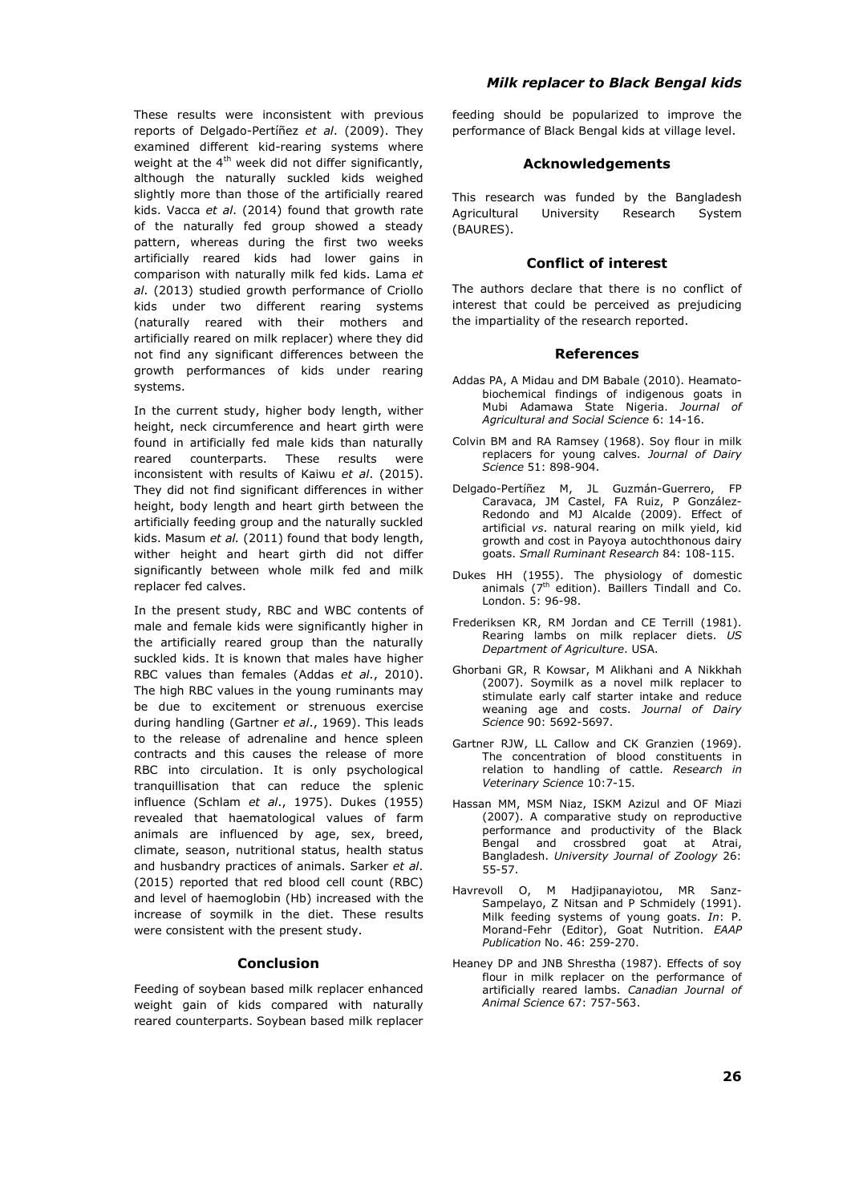These results were inconsistent with previous reports of Delgado-Pertíñez *et al*. (2009). They examined different kid-rearing systems where weight at the 4$^{th}$ week did not differ significantly, although the naturally suckled kids weighed slightly more than those of the artificially reared kids. Vacca *et al*. (2014) found that growth rate of the naturally fed group showed a steady pattern, whereas during the first two weeks artificially reared kids had lower gains in comparison with naturally milk fed kids. Lama *et al*. (2013) studied growth performance of Criollo kids under two different rearing systems (naturally reared with their mothers and artificially reared on milk replacer) where they did not find any significant differences between the growth performances of kids under rearing systems.

In the current study, higher body length, wither height, neck circumference and heart girth were found in artificially fed male kids than naturally reared counterparts. These results were inconsistent with results of Kaiwu *et al*. (2015). They did not find significant differences in wither height, body length and heart girth between the artificially feeding group and the naturally suckled kids. Masum *et al.* (2011) found that body length, wither height and heart girth did not differ significantly between whole milk fed and milk replacer fed calves.

In the present study, RBC and WBC contents of male and female kids were significantly higher in the artificially reared group than the naturally suckled kids. It is known that males have higher RBC values than females (Addas *et al*., 2010). The high RBC values in the young ruminants may be due to excitement or strenuous exercise during handling (Gartner *et al*., 1969). This leads to the release of adrenaline and hence spleen contracts and this causes the release of more RBC into circulation. It is only psychological tranquillisation that can reduce the splenic influence (Schlam *et al*., 1975). Dukes (1955) revealed that haematological values of farm animals are influenced by age, sex, breed, climate, season, nutritional status, health status and husbandry practices of animals. Sarker *et al*. (2015) reported that red blood cell count (RBC) and level of haemoglobin (Hb) increased with the increase of soymilk in the diet. These results were consistent with the present study.

## Conclusion

Feeding of soybean based milk replacer enhanced weight gain of kids compared with naturally reared counterparts. Soybean based milk replacer feeding should be popularized to improve the performance of Black Bengal kids at village level.

## Acknowledgements

This research was funded by the Bangladesh Agricultural University Research System (BAURES).

## Conflict of interest

The authors declare that there is no conflict of interest that could be perceived as prejudicing the impartiality of the research reported.

## References

Addas PA, A Midau and DM Babale (2010). Heamato-biochemical findings of indigenous goats in Mubi Adamawa State Nigeria. *Journal of Agricultural and Social Science* 6: 14-16.

Colvin BM and RA Ramsey (1968). Soy flour in milk replacers for young calves. *Journal of Dairy Science* 51: 898-904.

Delgado-Pertíñez M, JL Guzmán-Guerrero, FP Caravaca, JM Castel, FA Ruiz, P González-Redondo and MJ Alcalde (2009). Effect of artificial *vs*. natural rearing on milk yield, kid growth and cost in Payoya autochthonous dairy goats. *Small Ruminant Research* 84: 108-115.

Dukes HH (1955). The physiology of domestic animals (7$^{th}$ edition). Baillers Tindall and Co. London. 5: 96-98.

Frederiksen KR, RM Jordan and CE Terrill (1981). Rearing lambs on milk replacer diets. *US Department of Agriculture*. USA.

Ghorbani GR, R Kowsar, M Alikhani and A Nikkhah (2007). Soymilk as a novel milk replacer to stimulate early calf starter intake and reduce weaning age and costs. *Journal of Dairy Science* 90: 5692-5697.

Gartner RJW, LL Callow and CK Granzien (1969). The concentration of blood constituents in relation to handling of cattle. *Research in Veterinary Science* 10:7-15.

Hassan MM, MSM Niaz, ISKM Azizul and OF Miazi (2007). A comparative study on reproductive performance and productivity of the Black Bengal and crossbred goat at Atrai, Bangladesh. *University Journal of Zoology* 26: 55-57.

Havrevoll O, M Hadjipanayiotou, MR Sanz-Sampelayo, Z Nitsan and P Schmidely (1991). Milk feeding systems of young goats. *In*: P. Morand-Fehr (Editor), Goat Nutrition. *EAAP Publication* No. 46: 259-270.

Heaney DP and JNB Shrestha (1987). Effects of soy flour in milk replacer on the performance of artificially reared lambs. *Canadian Journal of Animal Science* 67: 757-563.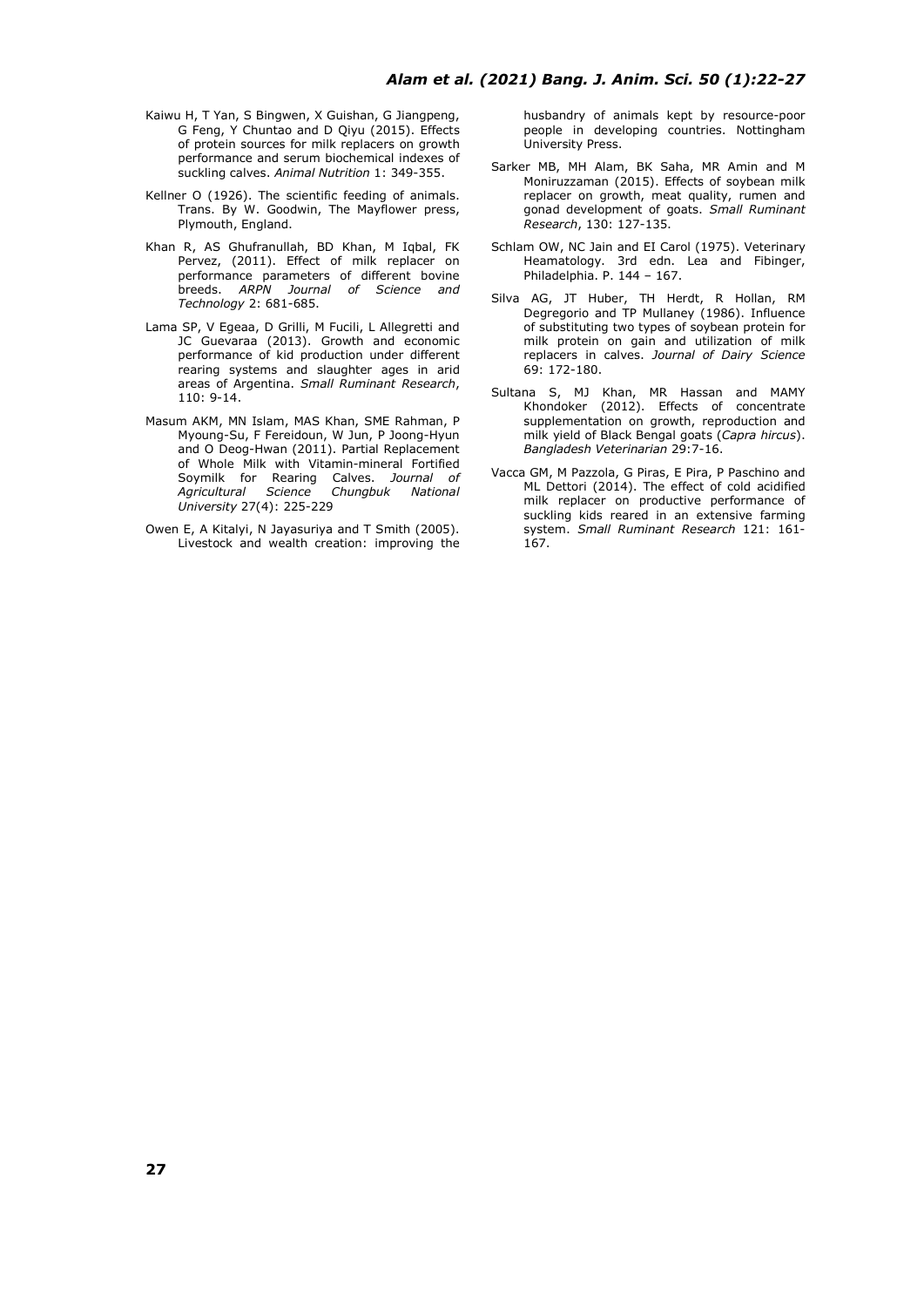Kaiwu H, T Yan, S Bingwen, X Guishan, G Jiangpeng, G Feng, Y Chuntao and D Qiyu (2015). Effects of protein sources for milk replacers on growth performance and serum biochemical indexes of suckling calves. *Animal Nutrition* 1: 349-355.

Kellner O (1926). The scientific feeding of animals. Trans. By W. Goodwin, The Mayflower press, Plymouth, England.

Khan R, AS Ghufranullah, BD Khan, M Iqbal, FK Pervez, (2011). Effect of milk replacer on performance parameters of different bovine breeds. *ARPN Journal of Science and Technology* 2: 681-685.

Lama SP, V Egeaa, D Grilli, M Fucili, L Allegretti and JC Guevaraa (2013). Growth and economic performance of kid production under different rearing systems and slaughter ages in arid areas of Argentina. *Small Ruminant Research*, 110: 9-14.

Masum AKM, MN Islam, MAS Khan, SME Rahman, P Myoung-Su, F Fereidoun, W Jun, P Joong-Hyun and O Deog-Hwan (2011). Partial Replacement of Whole Milk with Vitamin-mineral Fortified Soymilk for Rearing Calves. *Journal of Agricultural Science Chungbuk National University* 27(4): 225-229

Owen E, A Kitalyi, N Jayasuriya and T Smith (2005). Livestock and wealth creation: improving the husbandry of animals kept by resource-poor people in developing countries. Nottingham University Press.

Sarker MB, MH Alam, BK Saha, MR Amin and M Moniruzzaman (2015). Effects of soybean milk replacer on growth, meat quality, rumen and gonad development of goats. *Small Ruminant Research*, 130: 127-135.

Schlam OW, NC Jain and EI Carol (1975). Veterinary Heamatology. 3rd edn. Lea and Fibinger, Philadelphia. P. 144 – 167.

Silva AG, JT Huber, TH Herdt, R Hollan, RM Degregorio and TP Mullaney (1986). Influence of substituting two types of soybean protein for milk protein on gain and utilization of milk replacers in calves. *Journal of Dairy Science* 69: 172-180.

Sultana S, MJ Khan, MR Hassan and MAMY Khondoker (2012). Effects of concentrate supplementation on growth, reproduction and milk yield of Black Bengal goats (*Capra hircus*). *Bangladesh Veterinarian* 29:7-16.

Vacca GM, M Pazzola, G Piras, E Pira, P Paschino and ML Dettori (2014). The effect of cold acidified milk replacer on productive performance of suckling kids reared in an extensive farming system. *Small Ruminant Research* 121: 161-167.